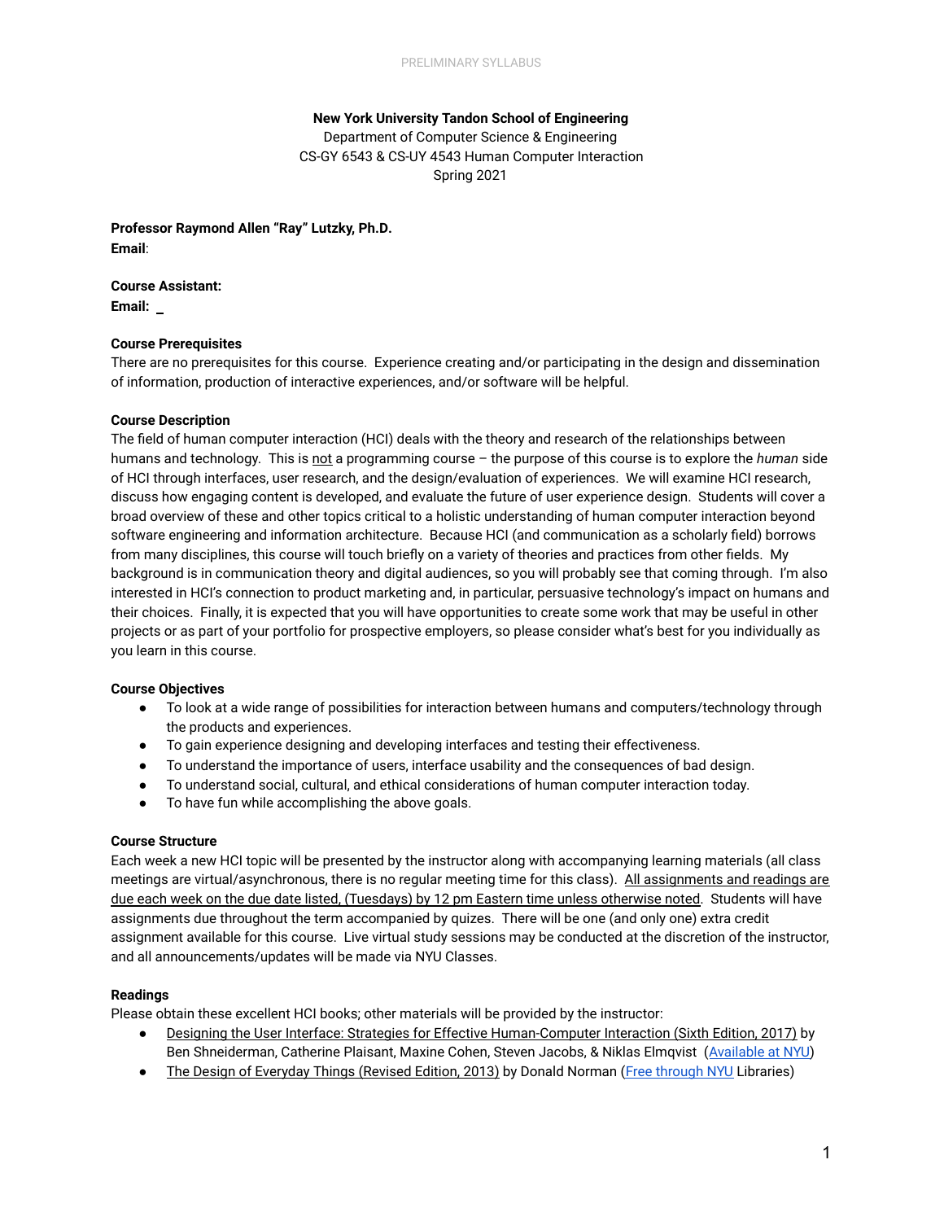PRELIMINARY SYLLABUS

**New York University Tandon School of Engineering**
Department of Computer Science & Engineering
CS-GY 6543 & CS-UY 4543 Human Computer Interaction
Spring 2021

**Professor Raymond Allen "Ray" Lutzky, Ph.D.**
**Email**:

**Course Assistant:**
**Email:** _

**Course Prerequisites**
There are no prerequisites for this course. Experience creating and/or participating in the design and dissemination of information, production of interactive experiences, and/or software will be helpful.

**Course Description**
The field of human computer interaction (HCI) deals with the theory and research of the relationships between humans and technology. This is not a programming course – the purpose of this course is to explore the *human* side of HCI through interfaces, user research, and the design/evaluation of experiences. We will examine HCI research, discuss how engaging content is developed, and evaluate the future of user experience design. Students will cover a broad overview of these and other topics critical to a holistic understanding of human computer interaction beyond software engineering and information architecture. Because HCI (and communication as a scholarly field) borrows from many disciplines, this course will touch briefly on a variety of theories and practices from other fields. My background is in communication theory and digital audiences, so you will probably see that coming through. I'm also interested in HCI's connection to product marketing and, in particular, persuasive technology's impact on humans and their choices. Finally, it is expected that you will have opportunities to create some work that may be useful in other projects or as part of your portfolio for prospective employers, so please consider what's best for you individually as you learn in this course.

**Course Objectives**

- To look at a wide range of possibilities for interaction between humans and computers/technology through the products and experiences.
- To gain experience designing and developing interfaces and testing their effectiveness.
- To understand the importance of users, interface usability and the consequences of bad design.
- To understand social, cultural, and ethical considerations of human computer interaction today.
- To have fun while accomplishing the above goals.

**Course Structure**
Each week a new HCI topic will be presented by the instructor along with accompanying learning materials (all class meetings are virtual/asynchronous, there is no regular meeting time for this class). All assignments and readings are due each week on the due date listed, (Tuesdays) by 12 pm Eastern time unless otherwise noted. Students will have assignments due throughout the term accompanied by quizes. There will be one (and only one) extra credit assignment available for this course. Live virtual study sessions may be conducted at the discretion of the instructor, and all announcements/updates will be made via NYU Classes.

**Readings**
Please obtain these excellent HCI books; other materials will be provided by the instructor:

- Designing the User Interface: Strategies for Effective Human-Computer Interaction (Sixth Edition, 2017) by Ben Shneiderman, Catherine Plaisant, Maxine Cohen, Steven Jacobs, & Niklas Elmqvist (Available at NYU)
- The Design of Everyday Things (Revised Edition, 2013) by Donald Norman (Free through NYU Libraries)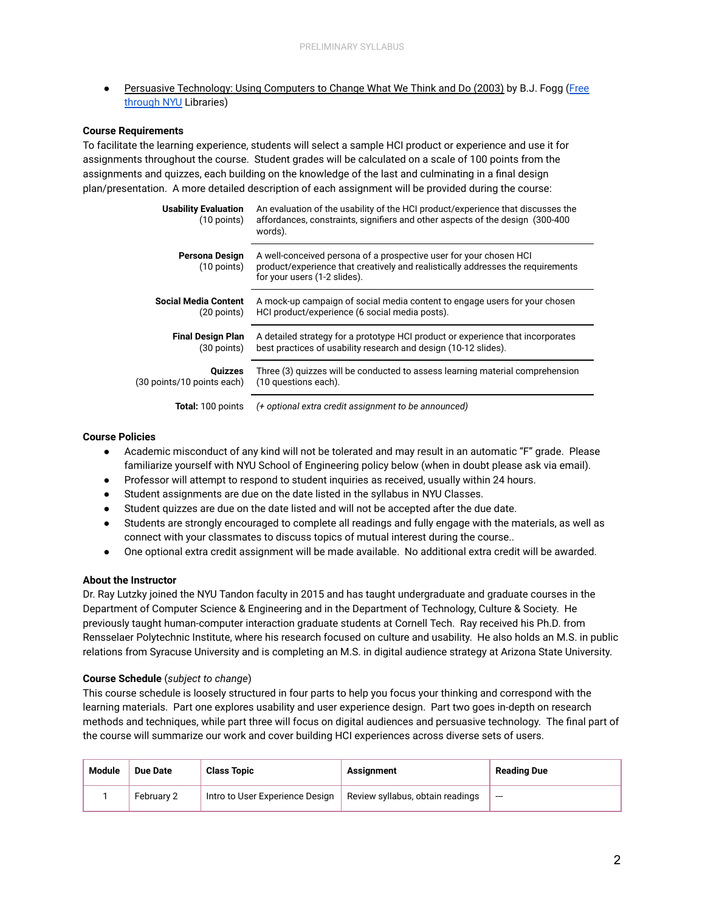- Persuasive Technology: Using Computers to Change What We Think and Do (2003) by B.J. Fogg (Free through NYU Libraries)

**Course Requirements**

To facilitate the learning experience, students will select a sample HCI product or experience and use it for assignments throughout the course. Student grades will be calculated on a scale of 100 points from the assignments and quizzes, each building on the knowledge of the last and culminating in a final design plan/presentation. A more detailed description of each assignment will be provided during the course:

| | |
|---|---|
| **Usability Evaluation** (10 points) | An evaluation of the usability of the HCI product/experience that discusses the affordances, constraints, signifiers and other aspects of the design (300-400 words). |
| **Persona Design** (10 points) | A well-conceived persona of a prospective user for your chosen HCI product/experience that creatively and realistically addresses the requirements for your users (1-2 slides). |
| **Social Media Content** (20 points) | A mock-up campaign of social media content to engage users for your chosen HCI product/experience (6 social media posts). |
| **Final Design Plan** (30 points) | A detailed strategy for a prototype HCI product or experience that incorporates best practices of usability research and design (10-12 slides). |
| **Quizzes** (30 points/10 points each) | Three (3) quizzes will be conducted to assess learning material comprehension (10 questions each). |
| **Total:** 100 points | *(+ optional extra credit assignment to be announced)* |

**Course Policies**

- Academic misconduct of any kind will not be tolerated and may result in an automatic "F" grade. Please familiarize yourself with NYU School of Engineering policy below (when in doubt please ask via email).
- Professor will attempt to respond to student inquiries as received, usually within 24 hours.
- Student assignments are due on the date listed in the syllabus in NYU Classes.
- Student quizzes are due on the date listed and will not be accepted after the due date.
- Students are strongly encouraged to complete all readings and fully engage with the materials, as well as connect with your classmates to discuss topics of mutual interest during the course..
- One optional extra credit assignment will be made available. No additional extra credit will be awarded.

**About the Instructor**

Dr. Ray Lutzky joined the NYU Tandon faculty in 2015 and has taught undergraduate and graduate courses in the Department of Computer Science & Engineering and in the Department of Technology, Culture & Society. He previously taught human-computer interaction graduate students at Cornell Tech. Ray received his Ph.D. from Rensselaer Polytechnic Institute, where his research focused on culture and usability. He also holds an M.S. in public relations from Syracuse University and is completing an M.S. in digital audience strategy at Arizona State University.

**Course Schedule** (*subject to change*)

This course schedule is loosely structured in four parts to help you focus your thinking and correspond with the learning materials. Part one explores usability and user experience design. Part two goes in-depth on research methods and techniques, while part three will focus on digital audiences and persuasive technology. The final part of the course will summarize our work and cover building HCI experiences across diverse sets of users.

| Module | Due Date | Class Topic | Assignment | Reading Due |
|---|---|---|---|---|
| 1 | February 2 | Intro to User Experience Design | Review syllabus, obtain readings | --- |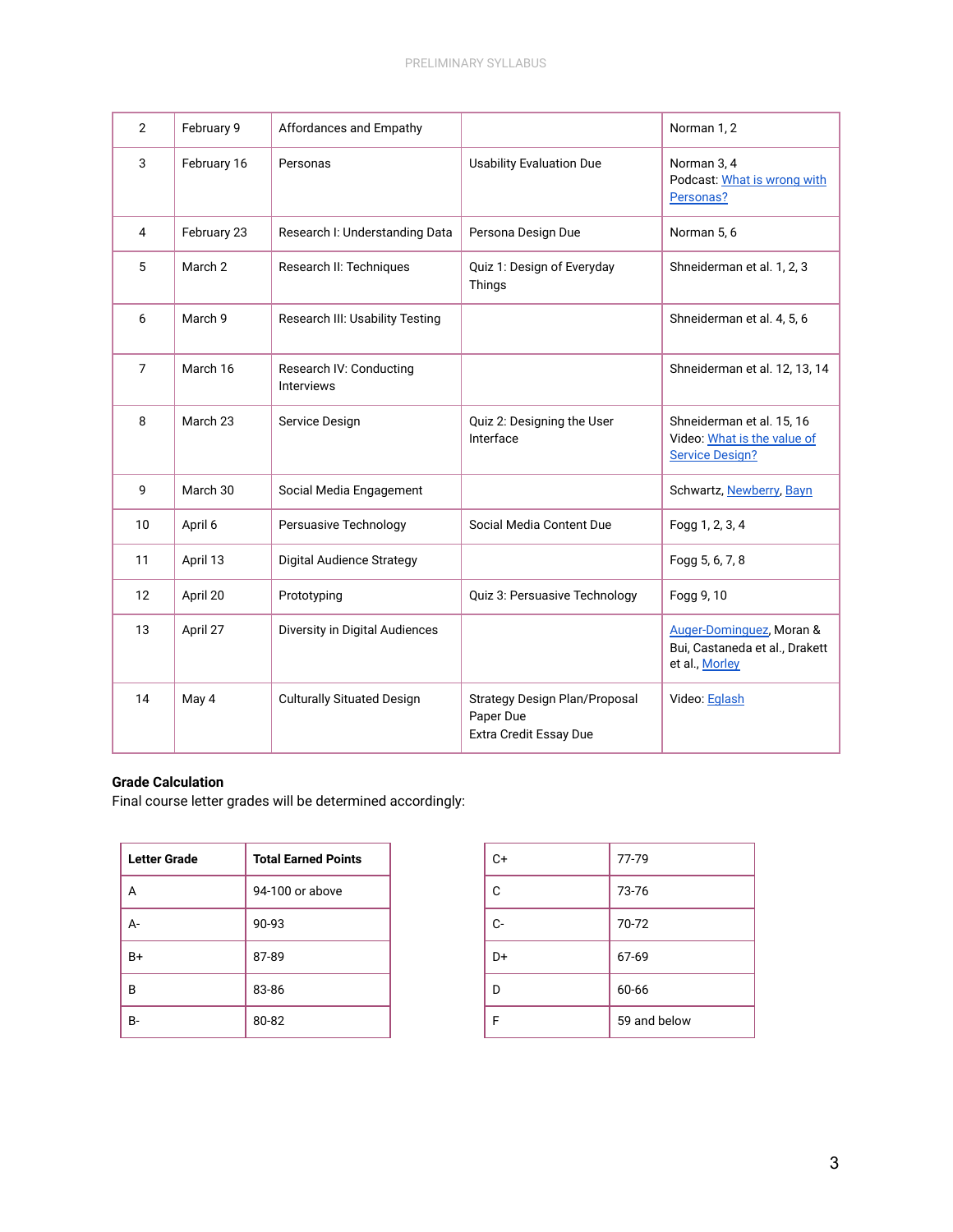| 2 | February 9 | Affordances and Empathy | | Norman 1, 2 |
|---|---|---|---|---|
| 3 | February 16 | Personas | Usability Evaluation Due | Norman 3, 4<br>Podcast: What is wrong with Personas? |
| 4 | February 23 | Research I: Understanding Data | Persona Design Due | Norman 5, 6 |
| 5 | March 2 | Research II: Techniques | Quiz 1: Design of Everyday Things | Shneiderman et al. 1, 2, 3 |
| 6 | March 9 | Research III: Usability Testing | | Shneiderman et al. 4, 5, 6 |
| 7 | March 16 | Research IV: Conducting Interviews | | Shneiderman et al. 12, 13, 14 |
| 8 | March 23 | Service Design | Quiz 2: Designing the User Interface | Shneiderman et al. 15, 16<br>Video: What is the value of Service Design? |
| 9 | March 30 | Social Media Engagement | | Schwartz, Newberry, Bayn |
| 10 | April 6 | Persuasive Technology | Social Media Content Due | Fogg 1, 2, 3, 4 |
| 11 | April 13 | Digital Audience Strategy | | Fogg 5, 6, 7, 8 |
| 12 | April 20 | Prototyping | Quiz 3: Persuasive Technology | Fogg 9, 10 |
| 13 | April 27 | Diversity in Digital Audiences | | Auger-Dominguez, Moran & Bui, Castaneda et al., Drakett et al., Morley |
| 14 | May 4 | Culturally Situated Design | Strategy Design Plan/Proposal Paper Due<br>Extra Credit Essay Due | Video: Eglash |

**Grade Calculation**
Final course letter grades will be determined accordingly:

| Letter Grade | Total Earned Points |
|---|---|
| A | 94-100 or above |
| A- | 90-93 |
| B+ | 87-89 |
| B | 83-86 |
| B- | 80-82 |
| C+ | 77-79 |
| C | 73-76 |
| C- | 70-72 |
| D+ | 67-69 |
| D | 60-66 |
| F | 59 and below |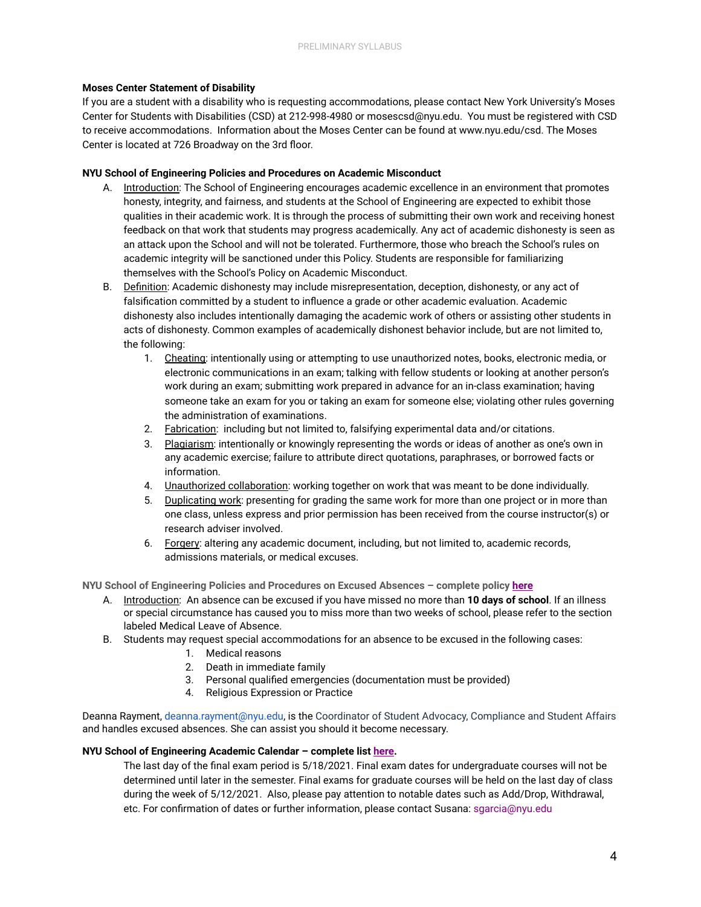**Moses Center Statement of Disability**

If you are a student with a disability who is requesting accommodations, please contact New York University's Moses Center for Students with Disabilities (CSD) at 212-998-4980 or mosescsd@nyu.edu. You must be registered with CSD to receive accommodations. Information about the Moses Center can be found at www.nyu.edu/csd. The Moses Center is located at 726 Broadway on the 3rd floor.

**NYU School of Engineering Policies and Procedures on Academic Misconduct**

A. Introduction: The School of Engineering encourages academic excellence in an environment that promotes honesty, integrity, and fairness, and students at the School of Engineering are expected to exhibit those qualities in their academic work. It is through the process of submitting their own work and receiving honest feedback on that work that students may progress academically. Any act of academic dishonesty is seen as an attack upon the School and will not be tolerated. Furthermore, those who breach the School's rules on academic integrity will be sanctioned under this Policy. Students are responsible for familiarizing themselves with the School's Policy on Academic Misconduct.

B. Definition: Academic dishonesty may include misrepresentation, deception, dishonesty, or any act of falsification committed by a student to influence a grade or other academic evaluation. Academic dishonesty also includes intentionally damaging the academic work of others or assisting other students in acts of dishonesty. Common examples of academically dishonest behavior include, but are not limited to, the following:

   1. Cheating: intentionally using or attempting to use unauthorized notes, books, electronic media, or electronic communications in an exam; talking with fellow students or looking at another person's work during an exam; submitting work prepared in advance for an in-class examination; having someone take an exam for you or taking an exam for someone else; violating other rules governing the administration of examinations.
   2. Fabrication: including but not limited to, falsifying experimental data and/or citations.
   3. Plagiarism: intentionally or knowingly representing the words or ideas of another as one's own in any academic exercise; failure to attribute direct quotations, paraphrases, or borrowed facts or information.
   4. Unauthorized collaboration: working together on work that was meant to be done individually.
   5. Duplicating work: presenting for grading the same work for more than one project or in more than one class, unless express and prior permission has been received from the course instructor(s) or research adviser involved.
   6. Forgery: altering any academic document, including, but not limited to, academic records, admissions materials, or medical excuses.

**NYU School of Engineering Policies and Procedures on Excused Absences – complete policy here**

A. Introduction: An absence can be excused if you have missed no more than **10 days of school**. If an illness or special circumstance has caused you to miss more than two weeks of school, please refer to the section labeled Medical Leave of Absence.

B. Students may request special accommodations for an absence to be excused in the following cases:

   1. Medical reasons
   2. Death in immediate family
   3. Personal qualified emergencies (documentation must be provided)
   4. Religious Expression or Practice

Deanna Rayment, deanna.rayment@nyu.edu, is the Coordinator of Student Advocacy, Compliance and Student Affairs and handles excused absences. She can assist you should it become necessary.

**NYU School of Engineering Academic Calendar – complete list here.**

The last day of the final exam period is 5/18/2021. Final exam dates for undergraduate courses will not be determined until later in the semester. Final exams for graduate courses will be held on the last day of class during the week of 5/12/2021. Also, please pay attention to notable dates such as Add/Drop, Withdrawal, etc. For confirmation of dates or further information, please contact Susana: sgarcia@nyu.edu